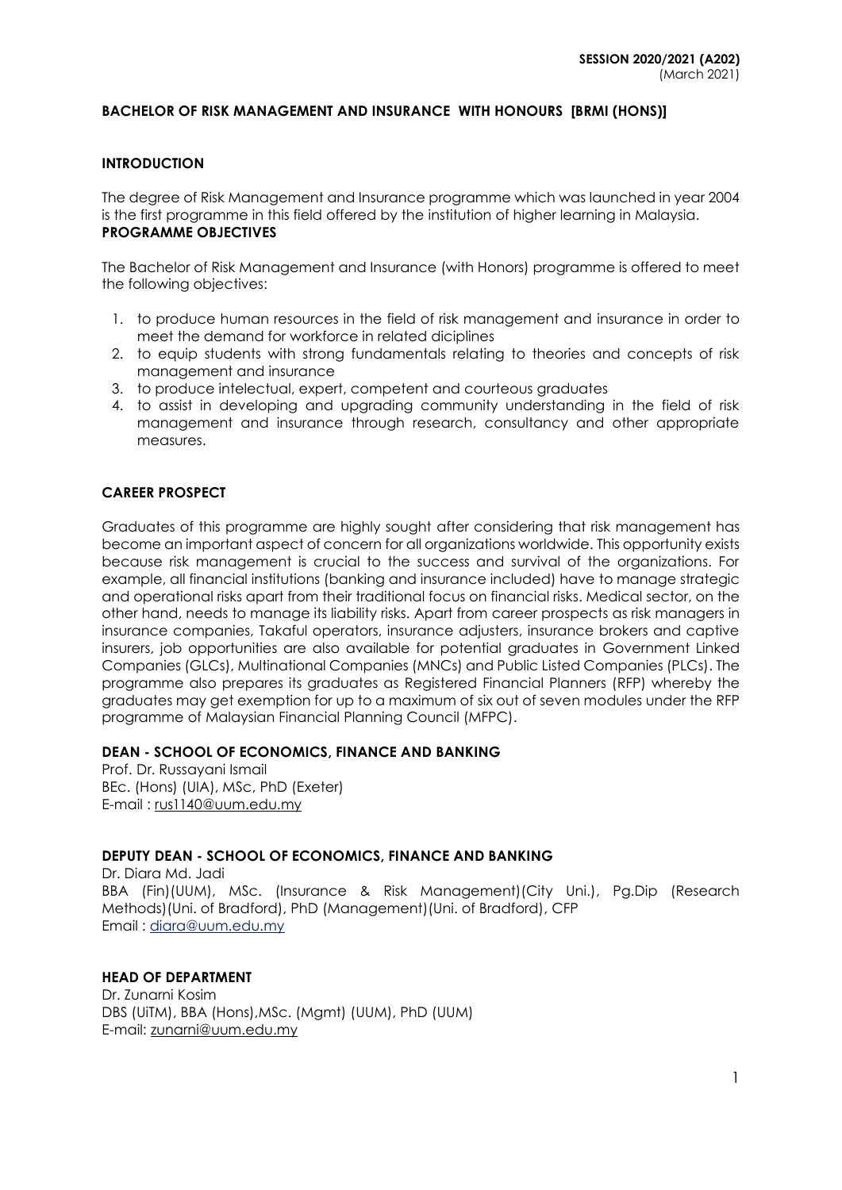**SESSION 2020/2021 (A202)**
(March 2021)

# BACHELOR OF RISK MANAGEMENT AND INSURANCE WITH HONOURS [BRMI (HONS)]

## INTRODUCTION

The degree of Risk Management and Insurance programme which was launched in year 2004 is the first programme in this field offered by the institution of higher learning in Malaysia.

## PROGRAMME OBJECTIVES

The Bachelor of Risk Management and Insurance (with Honors) programme is offered to meet the following objectives:

1. to produce human resources in the field of risk management and insurance in order to meet the demand for workforce in related diciplines
2. to equip students with strong fundamentals relating to theories and concepts of risk management and insurance
3. to produce intelectual, expert, competent and courteous graduates
4. to assist in developing and upgrading community understanding in the field of risk management and insurance through research, consultancy and other appropriate measures.

## CAREER PROSPECT

Graduates of this programme are highly sought after considering that risk management has become an important aspect of concern for all organizations worldwide. This opportunity exists because risk management is crucial to the success and survival of the organizations. For example, all financial institutions (banking and insurance included) have to manage strategic and operational risks apart from their traditional focus on financial risks. Medical sector, on the other hand, needs to manage its liability risks. Apart from career prospects as risk managers in insurance companies, Takaful operators, insurance adjusters, insurance brokers and captive insurers, job opportunities are also available for potential graduates in Government Linked Companies (GLCs), Multinational Companies (MNCs) and Public Listed Companies (PLCs). The programme also prepares its graduates as Registered Financial Planners (RFP) whereby the graduates may get exemption for up to a maximum of six out of seven modules under the RFP programme of Malaysian Financial Planning Council (MFPC).

## DEAN - SCHOOL OF ECONOMICS, FINANCE AND BANKING

Prof. Dr. Russayani Ismail
BEc. (Hons) (UIA), MSc, PhD (Exeter)
E-mail : rus1140@uum.edu.my

## DEPUTY DEAN - SCHOOL OF ECONOMICS, FINANCE AND BANKING

Dr. Diara Md. Jadi
BBA (Fin)(UUM), MSc. (Insurance & Risk Management)(City Uni.), Pg.Dip (Research Methods)(Uni. of Bradford), PhD (Management)(Uni. of Bradford), CFP
Email : diara@uum.edu.my

## HEAD OF DEPARTMENT

Dr. Zunarni Kosim
DBS (UiTM), BBA (Hons),MSc. (Mgmt) (UUM), PhD (UUM)
E-mail: zunarni@uum.edu.my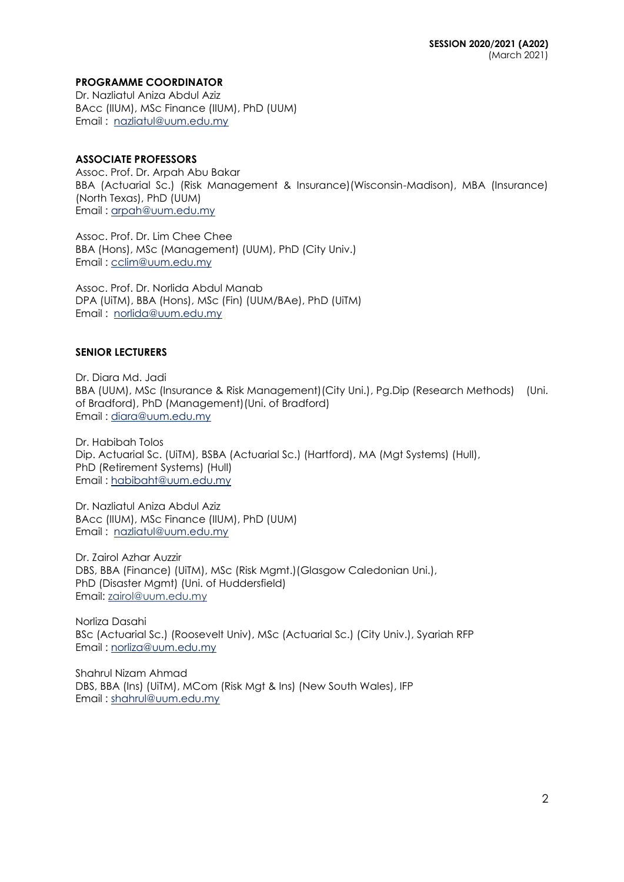**SESSION 2020/2021 (A202)**
(March 2021)

**PROGRAMME COORDINATOR**

Dr. Nazliatul Aniza Abdul Aziz
BAcc (IIUM), MSc Finance (IIUM), PhD (UUM)
Email : nazliatul@uum.edu.my

**ASSOCIATE PROFESSORS**

Assoc. Prof. Dr. Arpah Abu Bakar
BBA (Actuarial Sc.) (Risk Management & Insurance)(Wisconsin-Madison), MBA (Insurance) (North Texas), PhD (UUM)
Email : arpah@uum.edu.my

Assoc. Prof. Dr. Lim Chee Chee
BBA (Hons), MSc (Management) (UUM), PhD (City Univ.)
Email : cclim@uum.edu.my

Assoc. Prof. Dr. Norlida Abdul Manab
DPA (UiTM), BBA (Hons), MSc (Fin) (UUM/BAe), PhD (UiTM)
Email : norlida@uum.edu.my

**SENIOR LECTURERS**

Dr. Diara Md. Jadi
BBA (UUM), MSc (Insurance & Risk Management)(City Uni.), Pg.Dip (Research Methods) (Uni. of Bradford), PhD (Management)(Uni. of Bradford)
Email : diara@uum.edu.my

Dr. Habibah Tolos
Dip. Actuarial Sc. (UiTM), BSBA (Actuarial Sc.) (Hartford), MA (Mgt Systems) (Hull), PhD (Retirement Systems) (Hull)
Email : habibaht@uum.edu.my

Dr. Nazliatul Aniza Abdul Aziz
BAcc (IIUM), MSc Finance (IIUM), PhD (UUM)
Email : nazliatul@uum.edu.my

Dr. Zairol Azhar Auzzir
DBS, BBA (Finance) (UiTM), MSc (Risk Mgmt.)(Glasgow Caledonian Uni.), PhD (Disaster Mgmt) (Uni. of Huddersfield)
Email: zairol@uum.edu.my

Norliza Dasahi
BSc (Actuarial Sc.) (Roosevelt Univ), MSc (Actuarial Sc.) (City Univ.), Syariah RFP
Email : norliza@uum.edu.my

Shahrul Nizam Ahmad
DBS, BBA (Ins) (UiTM), MCom (Risk Mgt & Ins) (New South Wales), IFP
Email : shahrul@uum.edu.my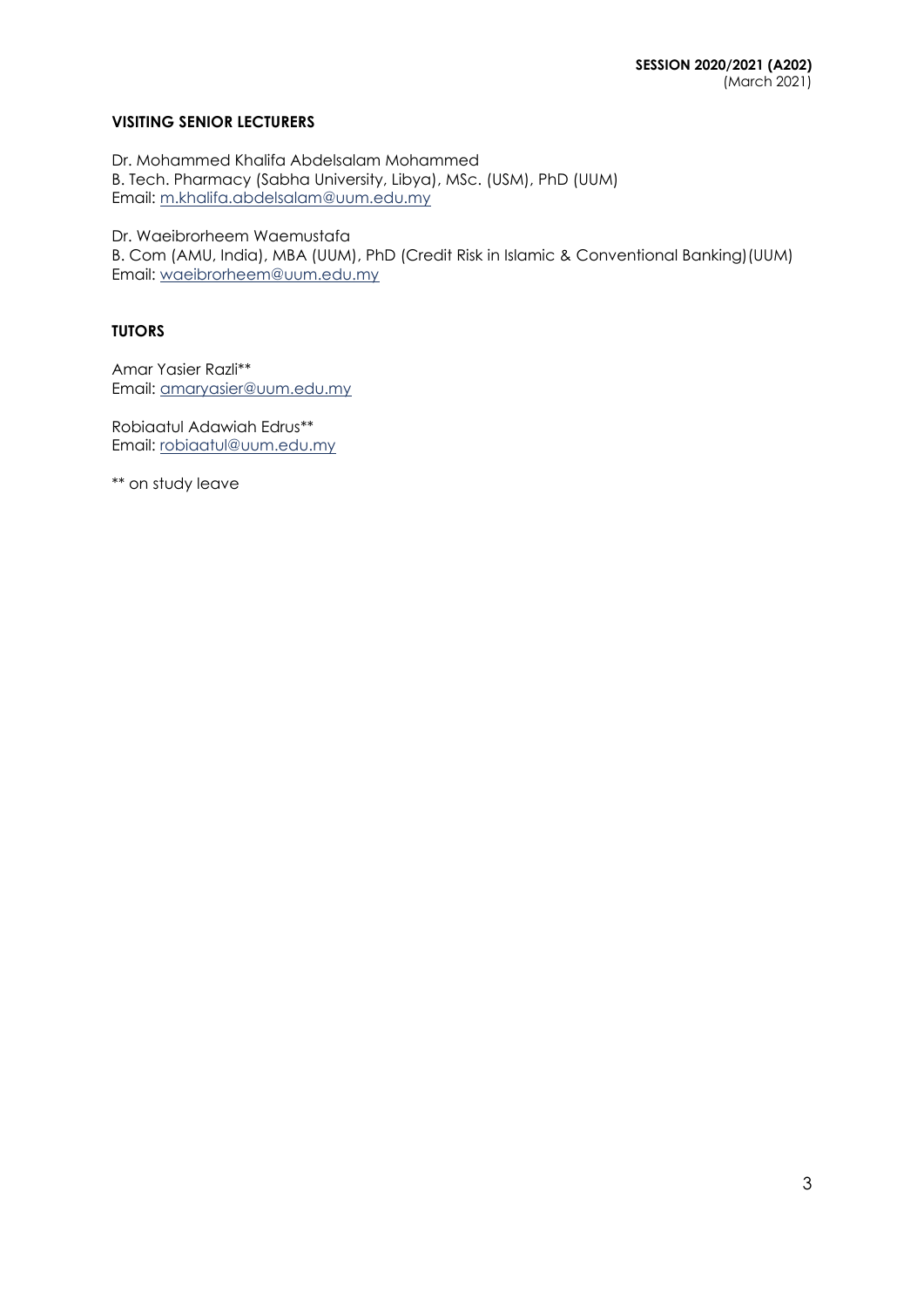### VISITING SENIOR LECTURERS

Dr. Mohammed Khalifa Abdelsalam Mohammed
B. Tech. Pharmacy (Sabha University, Libya), MSc. (USM), PhD (UUM)
Email: m.khalifa.abdelsalam@uum.edu.my

Dr. Waeibrorheem Waemustafa
B. Com (AMU, India), MBA (UUM), PhD (Credit Risk in Islamic & Conventional Banking)(UUM)
Email: waeibrorheem@uum.edu.my

### TUTORS

Amar Yasier Razli**
Email: amaryasier@uum.edu.my

Robiaatul Adawiah Edrus**
Email: robiaatul@uum.edu.my

** on study leave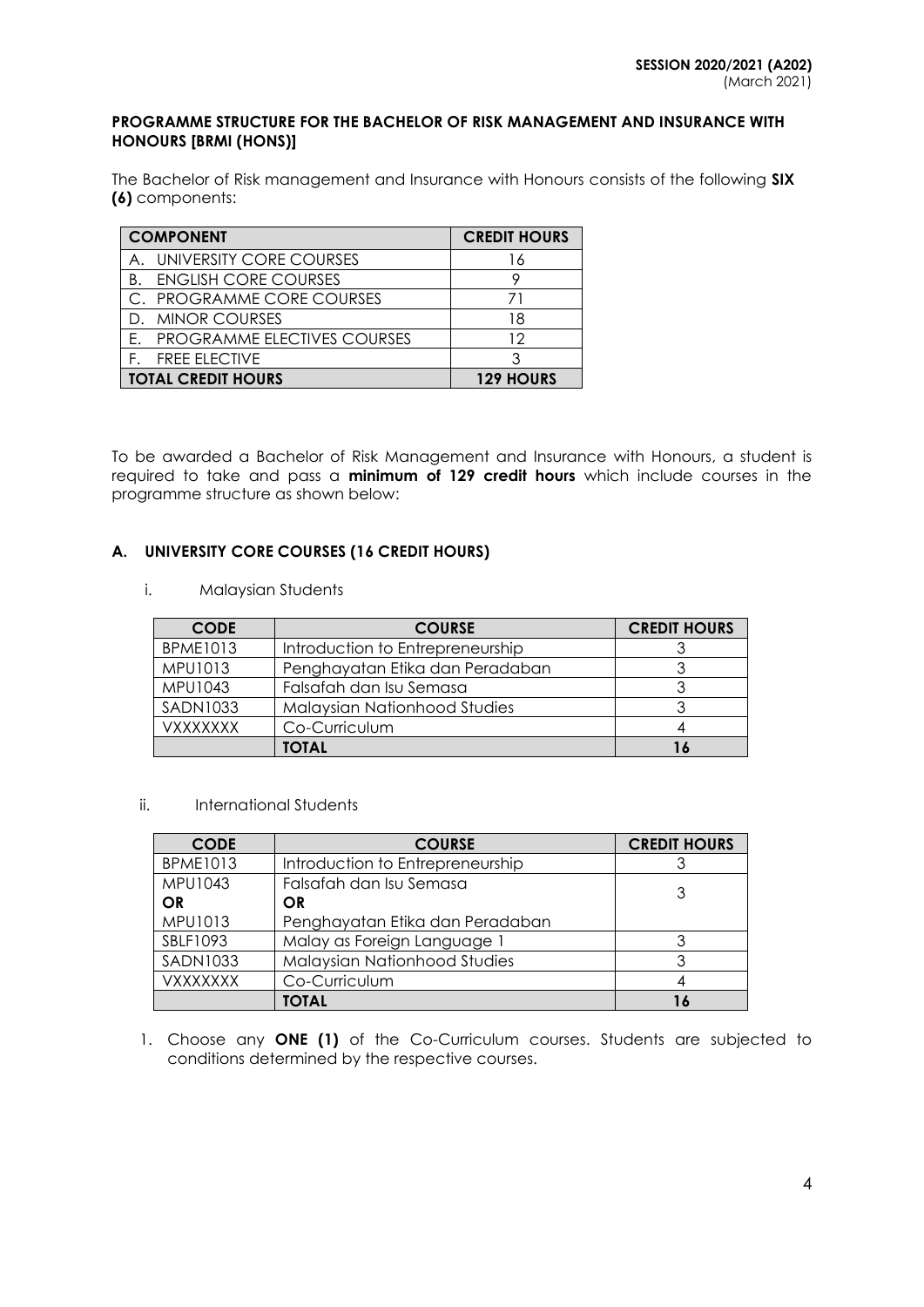**SESSION 2020/2021 (A202)**
(March 2021)

**PROGRAMME STRUCTURE FOR THE BACHELOR OF RISK MANAGEMENT AND INSURANCE WITH HONOURS [BRMI (HONS)]**

The Bachelor of Risk management and Insurance with Honours consists of the following **SIX (6)** components:

| COMPONENT | CREDIT HOURS |
|---|---|
| A. UNIVERSITY CORE COURSES | 16 |
| B. ENGLISH CORE COURSES | 9 |
| C. PROGRAMME CORE COURSES | 71 |
| D. MINOR COURSES | 18 |
| E. PROGRAMME ELECTIVES COURSES | 12 |
| F. FREE ELECTIVE | 3 |
| **TOTAL CREDIT HOURS** | **129 HOURS** |

To be awarded a Bachelor of Risk Management and Insurance with Honours, a student is required to take and pass a **minimum of 129 credit hours** which include courses in the programme structure as shown below:

## A. UNIVERSITY CORE COURSES (16 CREDIT HOURS)

i. Malaysian Students

| CODE | COURSE | CREDIT HOURS |
|---|---|---|
| BPME1013 | Introduction to Entrepreneurship | 3 |
| MPU1013 | Penghayatan Etika dan Peradaban | 3 |
| MPU1043 | Falsafah dan Isu Semasa | 3 |
| SADN1033 | Malaysian Nationhood Studies | 3 |
| VXXXXXXX | Co-Curriculum | 4 |
| | **TOTAL** | **16** |

ii. International Students

| CODE | COURSE | CREDIT HOURS |
|---|---|---|
| BPME1013 | Introduction to Entrepreneurship | 3 |
| MPU1043<br>**OR**<br>MPU1013 | Falsafah dan Isu Semasa<br>**OR**<br>Penghayatan Etika dan Peradaban | 3 |
| SBLF1093 | Malay as Foreign Language 1 | 3 |
| SADN1033 | Malaysian Nationhood Studies | 3 |
| VXXXXXXX | Co-Curriculum | 4 |
| | **TOTAL** | **16** |

1. Choose any **ONE (1)** of the Co-Curriculum courses. Students are subjected to conditions determined by the respective courses.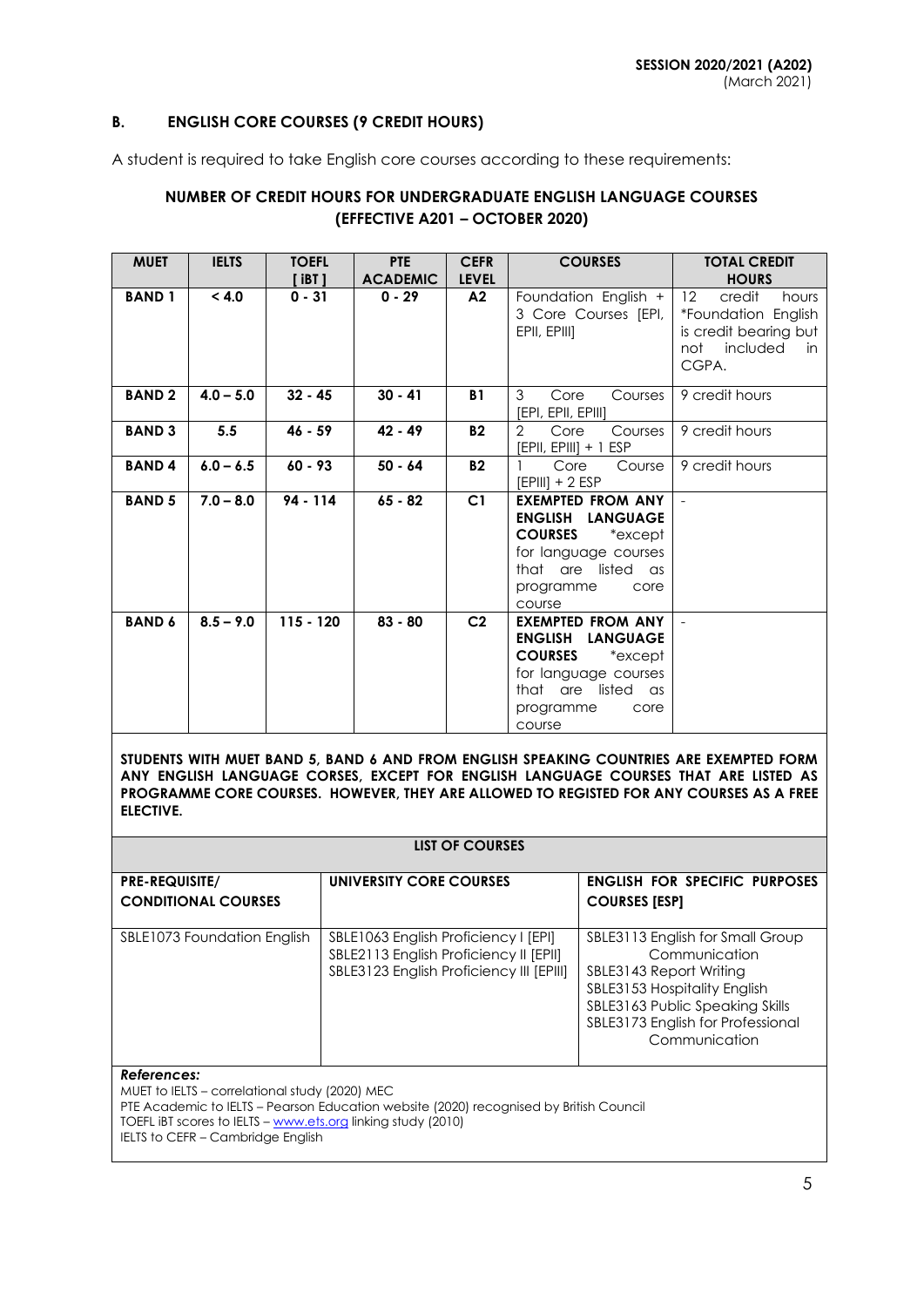**SESSION 2020/2021 (A202)**
(March 2021)

## B. ENGLISH CORE COURSES (9 CREDIT HOURS)

A student is required to take English core courses according to these requirements:

### NUMBER OF CREDIT HOURS FOR UNDERGRADUATE ENGLISH LANGUAGE COURSES (EFFECTIVE A201 – OCTOBER 2020)

| MUET | IELTS | TOEFL [ iBT ] | PTE ACADEMIC | CEFR LEVEL | COURSES | TOTAL CREDIT HOURS |
|---|---|---|---|---|---|---|
| BAND 1 | < 4.0 | 0 - 31 | 0 - 29 | A2 | Foundation English + 3 Core Courses [EPI, EPII, EPIII] | 12 credit hours *Foundation English is credit bearing but not included in CGPA. |
| BAND 2 | 4.0 – 5.0 | 32 - 45 | 30 - 41 | B1 | 3 Core Courses [EPI, EPII, EPIII] | 9 credit hours |
| BAND 3 | 5.5 | 46 - 59 | 42 - 49 | B2 | 2 Core Courses [EPII, EPIII] + 1 ESP | 9 credit hours |
| BAND 4 | 6.0 – 6.5 | 60 - 93 | 50 - 64 | B2 | 1 Core Course [EPIII] + 2 ESP | 9 credit hours |
| BAND 5 | 7.0 – 8.0 | 94 - 114 | 65 - 82 | C1 | **EXEMPTED FROM ANY ENGLISH LANGUAGE COURSES** *except for language courses that are listed as programme core course | - |
| BAND 6 | 8.5 – 9.0 | 115 - 120 | 83 - 80 | C2 | **EXEMPTED FROM ANY ENGLISH LANGUAGE COURSES** *except for language courses that are listed as programme core course | - |

**STUDENTS WITH MUET BAND 5, BAND 6 AND FROM ENGLISH SPEAKING COUNTRIES ARE EXEMPTED FORM ANY ENGLISH LANGUAGE CORSES, EXCEPT FOR ENGLISH LANGUAGE COURSES THAT ARE LISTED AS PROGRAMME CORE COURSES. HOWEVER, THEY ARE ALLOWED TO REGISTED FOR ANY COURSES AS A FREE ELECTIVE.**

**LIST OF COURSES**

| PRE-REQUISITE/ CONDITIONAL COURSES | UNIVERSITY CORE COURSES | ENGLISH FOR SPECIFIC PURPOSES COURSES [ESP] |
|---|---|---|
| SBLE1073 Foundation English | SBLE1063 English Proficiency I [EPI]<br>SBLE2113 English Proficiency II [EPII]<br>SBLE3123 English Proficiency III [EPIII] | SBLE3113 English for Small Group Communication<br>SBLE3143 Report Writing<br>SBLE3153 Hospitality English<br>SBLE3163 Public Speaking Skills<br>SBLE3173 English for Professional Communication |

***References:***
MUET to IELTS – correlational study (2020) MEC
PTE Academic to IELTS – Pearson Education website (2020) recognised by British Council
TOEFL iBT scores to IELTS – www.ets.org linking study (2010)
IELTS to CEFR – Cambridge English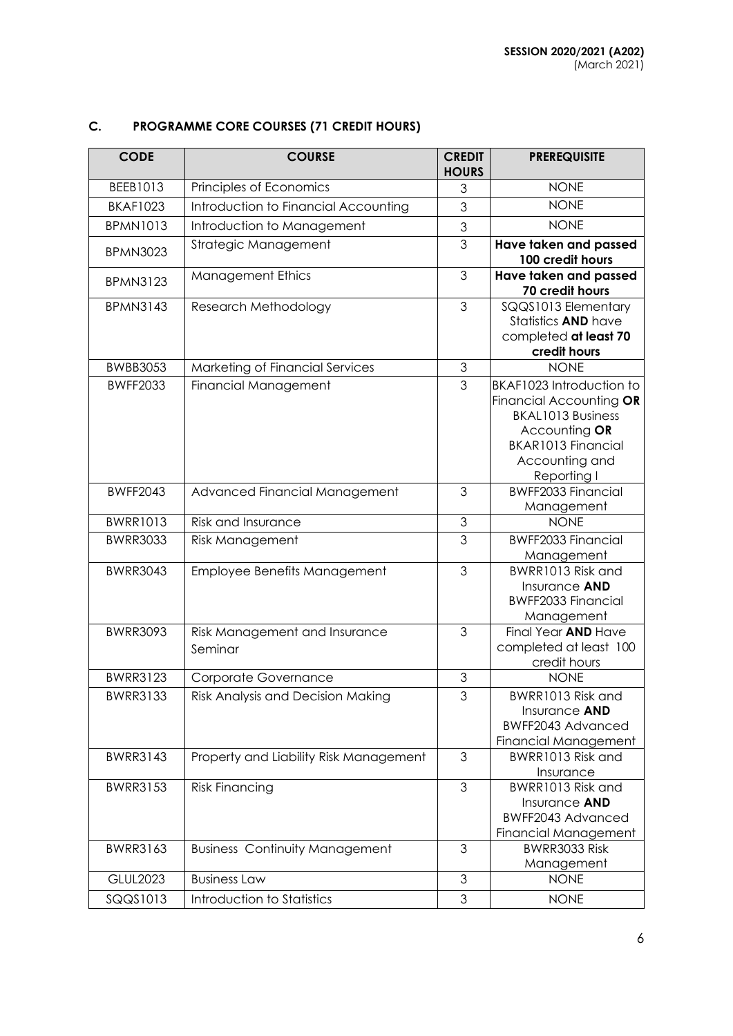## C. PROGRAMME CORE COURSES (71 CREDIT HOURS)

| CODE | COURSE | CREDIT HOURS | PREREQUISITE |
|---|---|---|---|
| BEEB1013 | Principles of Economics | 3 | NONE |
| BKAF1023 | Introduction to Financial Accounting | 3 | NONE |
| BPMN1013 | Introduction to Management | 3 | NONE |
| BPMN3023 | Strategic Management | 3 | **Have taken and passed 100 credit hours** |
| BPMN3123 | Management Ethics | 3 | **Have taken and passed 70 credit hours** |
| BPMN3143 | Research Methodology | 3 | SQQS1013 Elementary Statistics **AND** have completed **at least 70 credit hours** |
| BWBB3053 | Marketing of Financial Services | 3 | NONE |
| BWFF2033 | Financial Management | 3 | BKAF1023 Introduction to Financial Accounting **OR** BKAL1013 Business Accounting **OR** BKAR1013 Financial Accounting and Reporting I |
| BWFF2043 | Advanced Financial Management | 3 | BWFF2033 Financial Management |
| BWRR1013 | Risk and Insurance | 3 | NONE |
| BWRR3033 | Risk Management | 3 | BWFF2033 Financial Management |
| BWRR3043 | Employee Benefits Management | 3 | BWRR1013 Risk and Insurance **AND** BWFF2033 Financial Management |
| BWRR3093 | Risk Management and Insurance Seminar | 3 | Final Year **AND** Have completed at least 100 credit hours |
| BWRR3123 | Corporate Governance | 3 | NONE |
| BWRR3133 | Risk Analysis and Decision Making | 3 | BWRR1013 Risk and Insurance **AND** BWFF2043 Advanced Financial Management |
| BWRR3143 | Property and Liability Risk Management | 3 | BWRR1013 Risk and Insurance |
| BWRR3153 | Risk Financing | 3 | BWRR1013 Risk and Insurance **AND** BWFF2043 Advanced Financial Management |
| BWRR3163 | Business Continuity Management | 3 | BWRR3033 Risk Management |
| GLUL2023 | Business Law | 3 | NONE |
| SQQS1013 | Introduction to Statistics | 3 | NONE |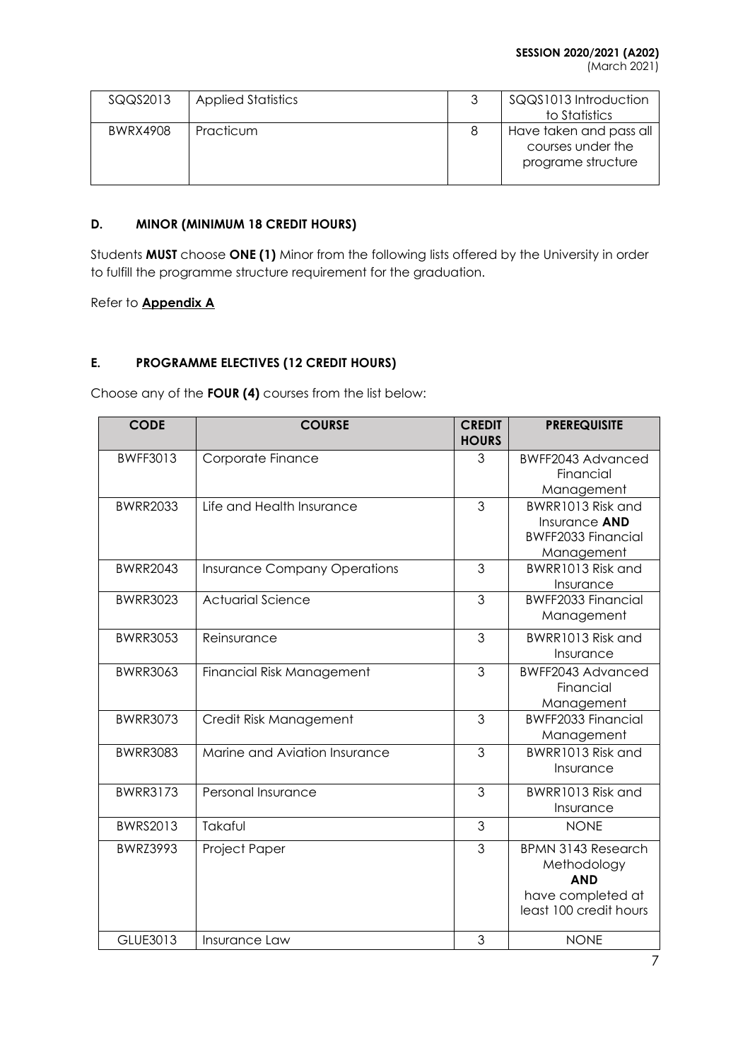| SQQS2013 | Applied Statistics | 3 | SQQS1013 Introduction to Statistics |
|---|---|---|---|
| BWRX4908 | Practicum | 8 | Have taken and pass all courses under the programe structure |

### D. MINOR (MINIMUM 18 CREDIT HOURS)

Students **MUST** choose **ONE (1)** Minor from the following lists offered by the University in order to fulfill the programme structure requirement for the graduation.

Refer to **Appendix A**

### E. PROGRAMME ELECTIVES (12 CREDIT HOURS)

Choose any of the **FOUR (4)** courses from the list below:

| CODE | COURSE | CREDIT HOURS | PREREQUISITE |
|---|---|---|---|
| BWFF3013 | Corporate Finance | 3 | BWFF2043 Advanced Financial Management |
| BWRR2033 | Life and Health Insurance | 3 | BWRR1013 Risk and Insurance **AND** BWFF2033 Financial Management |
| BWRR2043 | Insurance Company Operations | 3 | BWRR1013 Risk and Insurance |
| BWRR3023 | Actuarial Science | 3 | BWFF2033 Financial Management |
| BWRR3053 | Reinsurance | 3 | BWRR1013 Risk and Insurance |
| BWRR3063 | Financial Risk Management | 3 | BWFF2043 Advanced Financial Management |
| BWRR3073 | Credit Risk Management | 3 | BWFF2033 Financial Management |
| BWRR3083 | Marine and Aviation Insurance | 3 | BWRR1013 Risk and Insurance |
| BWRR3173 | Personal Insurance | 3 | BWRR1013 Risk and Insurance |
| BWRS2013 | Takaful | 3 | NONE |
| BWRZ3993 | Project Paper | 3 | BPMN 3143 Research Methodology **AND** have completed at least 100 credit hours |
| GLUE3013 | Insurance Law | 3 | NONE |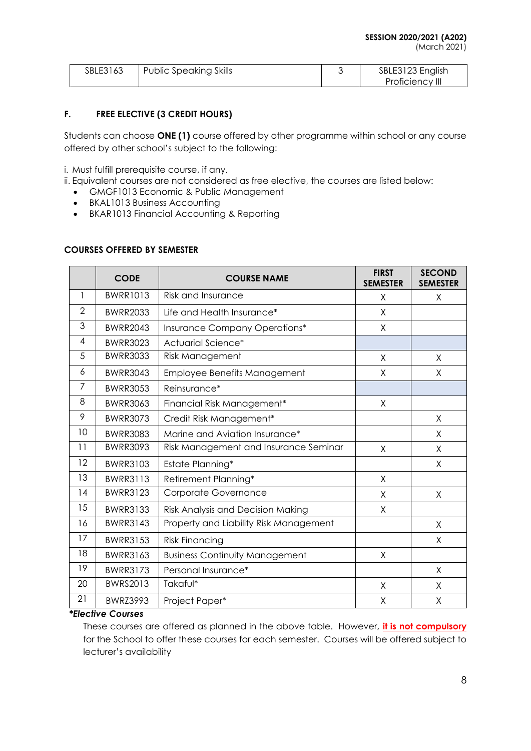| SBLE3163 | Public Speaking Skills | 3 | SBLE3123 English Proficiency III |
|---|---|---|---|

## F. FREE ELECTIVE (3 CREDIT HOURS)

Students can choose **ONE (1)** course offered by other programme within school or any course offered by other school's subject to the following:

i. Must fulfill prerequisite course, if any.
ii. Equivalent courses are not considered as free elective, the courses are listed below:
- GMGF1013 Economic & Public Management
- BKAL1013 Business Accounting
- BKAR1013 Financial Accounting & Reporting

### COURSES OFFERED BY SEMESTER

| | CODE | COURSE NAME | FIRST SEMESTER | SECOND SEMESTER |
|---|---|---|---|---|
| 1 | BWRR1013 | Risk and Insurance | X | X |
| 2 | BWRR2033 | Life and Health Insurance* | X | |
| 3 | BWRR2043 | Insurance Company Operations* | X | |
| 4 | BWRR3023 | Actuarial Science* | | |
| 5 | BWRR3033 | Risk Management | X | X |
| 6 | BWRR3043 | Employee Benefits Management | X | X |
| 7 | BWRR3053 | Reinsurance* | | |
| 8 | BWRR3063 | Financial Risk Management* | X | |
| 9 | BWRR3073 | Credit Risk Management* | | X |
| 10 | BWRR3083 | Marine and Aviation Insurance* | | X |
| 11 | BWRR3093 | Risk Management and Insurance Seminar | X | X |
| 12 | BWRR3103 | Estate Planning* | | X |
| 13 | BWRR3113 | Retirement Planning* | X | |
| 14 | BWRR3123 | Corporate Governance | X | X |
| 15 | BWRR3133 | Risk Analysis and Decision Making | X | |
| 16 | BWRR3143 | Property and Liability Risk Management | | X |
| 17 | BWRR3153 | Risk Financing | | X |
| 18 | BWRR3163 | Business Continuity Management | X | |
| 19 | BWRR3173 | Personal Insurance* | | X |
| 20 | BWRS2013 | Takaful* | X | X |
| 21 | BWRZ3993 | Project Paper* | X | X |

***Elective Courses***

These courses are offered as planned in the above table. However, **it is not compulsory** for the School to offer these courses for each semester. Courses will be offered subject to lecturer's availability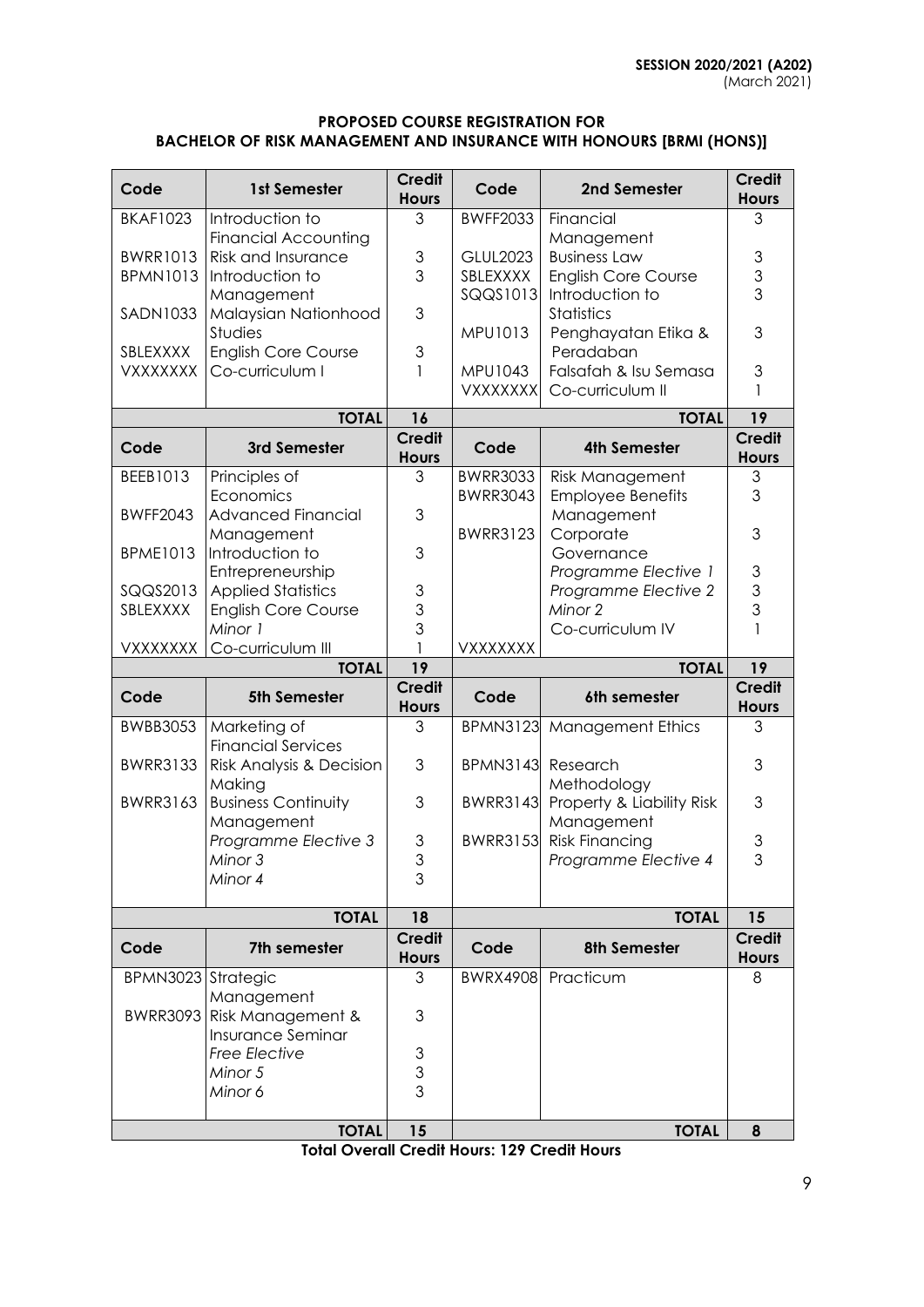**SESSION 2020/2021 (A202)**
(March 2021)

**PROPOSED COURSE REGISTRATION FOR**
**BACHELOR OF RISK MANAGEMENT AND INSURANCE WITH HONOURS [BRMI (HONS)]**

| Code | 1st Semester | Credit Hours | Code | 2nd Semester | Credit Hours |
|---|---|---|---|---|---|
| BKAF1023 | Introduction to Financial Accounting | 3 | BWFF2033 | Financial Management | 3 |
| BWRR1013 | Risk and Insurance | 3 | GLUL2023 | Business Law | 3 |
| BPMN1013 | Introduction to Management | 3 | SBLEXXXX | English Core Course | 3 |
| SADN1033 | Malaysian Nationhood Studies | 3 | SQQS1013 | Introduction to Statistics | 3 |
| SBLEXXXX | English Core Course | 3 | MPU1013 | Penghayatan Etika & Peradaban | 3 |
| VXXXXXXX | Co-curriculum I | 1 | MPU1043 | Falsafah & Isu Semasa | 3 |
| | | | VXXXXXXX | Co-curriculum II | 1 |
| | **TOTAL** | **16** | | **TOTAL** | **19** |
| **Code** | **3rd Semester** | **Credit Hours** | **Code** | **4th Semester** | **Credit Hours** |
| BEEB1013 | Principles of Economics | 3 | BWRR3033 | Risk Management | 3 |
| BWFF2043 | Advanced Financial Management | 3 | BWRR3043 | Employee Benefits Management | 3 |
| BPME1013 | Introduction to Entrepreneurship | 3 | BWRR3123 | Corporate Governance | 3 |
| SQQS2013 | Applied Statistics | 3 | | *Programme Elective 1* | 3 |
| SBLEXXXX | English Core Course | 3 | | *Programme Elective 2* | 3 |
| | *Minor 1* | 3 | | *Minor 2* | 3 |
| VXXXXXXX | Co-curriculum III | 1 | VXXXXXXX | Co-curriculum IV | 1 |
| | **TOTAL** | **19** | | **TOTAL** | **19** |
| **Code** | **5th Semester** | **Credit Hours** | **Code** | **6th semester** | **Credit Hours** |
| BWBB3053 | Marketing of Financial Services | 3 | BPMN3123 | Management Ethics | 3 |
| BWRR3133 | Risk Analysis & Decision Making | 3 | BPMN3143 | Research Methodology | 3 |
| BWRR3163 | Business Continuity Management | 3 | BWRR3143 | Property & Liability Risk Management | 3 |
| | *Programme Elective 3* | 3 | BWRR3153 | Risk Financing | 3 |
| | *Minor 3* | 3 | | *Programme Elective 4* | 3 |
| | *Minor 4* | 3 | | | |
| | **TOTAL** | **18** | | **TOTAL** | **15** |
| **Code** | **7th semester** | **Credit Hours** | **Code** | **8th Semester** | **Credit Hours** |
| BPMN3023 | Strategic Management | 3 | BWRX4908 | Practicum | 8 |
| BWRR3093 | Risk Management & Insurance Seminar | 3 | | | |
| | *Free Elective* | 3 | | | |
| | *Minor 5* | 3 | | | |
| | *Minor 6* | 3 | | | |
| | **TOTAL** | **15** | | **TOTAL** | **8** |

**Total Overall Credit Hours: 129 Credit Hours**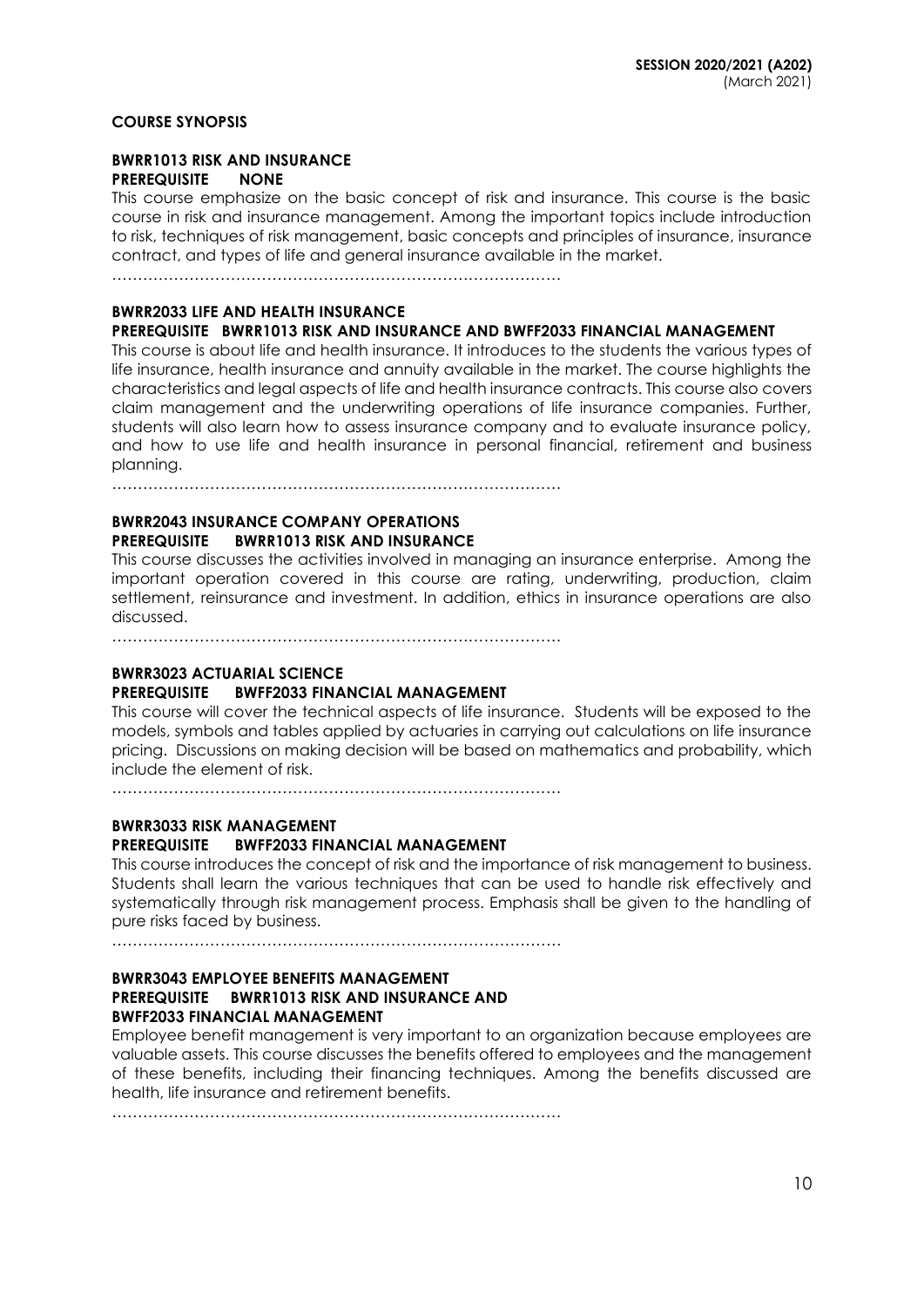**COURSE SYNOPSIS**

**BWRR1013 RISK AND INSURANCE**
**PREREQUISITE NONE**

This course emphasize on the basic concept of risk and insurance. This course is the basic course in risk and insurance management. Among the important topics include introduction to risk, techniques of risk management, basic concepts and principles of insurance, insurance contract, and types of life and general insurance available in the market.

……………………………………………………………………………

**BWRR2033 LIFE AND HEALTH INSURANCE**
**PREREQUISITE BWRR1013 RISK AND INSURANCE AND BWFF2033 FINANCIAL MANAGEMENT**

This course is about life and health insurance. It introduces to the students the various types of life insurance, health insurance and annuity available in the market. The course highlights the characteristics and legal aspects of life and health insurance contracts. This course also covers claim management and the underwriting operations of life insurance companies. Further, students will also learn how to assess insurance company and to evaluate insurance policy, and how to use life and health insurance in personal financial, retirement and business planning.

……………………………………………………………………………

**BWRR2043 INSURANCE COMPANY OPERATIONS**
**PREREQUISITE BWRR1013 RISK AND INSURANCE**

This course discusses the activities involved in managing an insurance enterprise. Among the important operation covered in this course are rating, underwriting, production, claim settlement, reinsurance and investment. In addition, ethics in insurance operations are also discussed.

……………………………………………………………………………

**BWRR3023 ACTUARIAL SCIENCE**
**PREREQUISITE BWFF2033 FINANCIAL MANAGEMENT**

This course will cover the technical aspects of life insurance. Students will be exposed to the models, symbols and tables applied by actuaries in carrying out calculations on life insurance pricing. Discussions on making decision will be based on mathematics and probability, which include the element of risk.

……………………………………………………………………………

**BWRR3033 RISK MANAGEMENT**
**PREREQUISITE BWFF2033 FINANCIAL MANAGEMENT**

This course introduces the concept of risk and the importance of risk management to business. Students shall learn the various techniques that can be used to handle risk effectively and systematically through risk management process. Emphasis shall be given to the handling of pure risks faced by business.

……………………………………………………………………………

**BWRR3043 EMPLOYEE BENEFITS MANAGEMENT**
**PREREQUISITE BWRR1013 RISK AND INSURANCE AND BWFF2033 FINANCIAL MANAGEMENT**

Employee benefit management is very important to an organization because employees are valuable assets. This course discusses the benefits offered to employees and the management of these benefits, including their financing techniques. Among the benefits discussed are health, life insurance and retirement benefits.

……………………………………………………………………………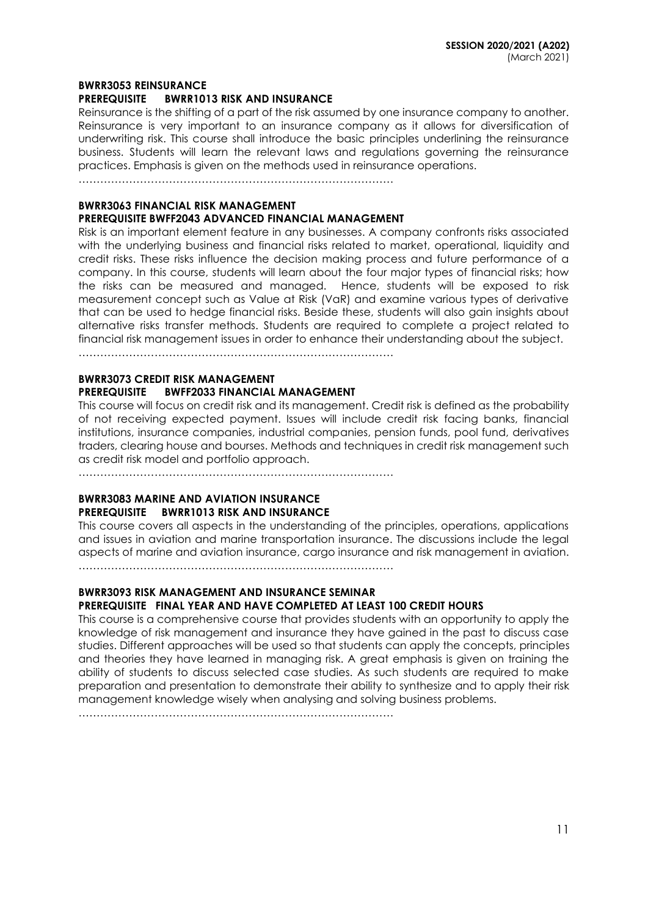**BWRR3053 REINSURANCE**
**PREREQUISITE BWRR1013 RISK AND INSURANCE**

Reinsurance is the shifting of a part of the risk assumed by one insurance company to another. Reinsurance is very important to an insurance company as it allows for diversification of underwriting risk. This course shall introduce the basic principles underlining the reinsurance business. Students will learn the relevant laws and regulations governing the reinsurance practices. Emphasis is given on the methods used in reinsurance operations.

……………………………………………………………………………

**BWRR3063 FINANCIAL RISK MANAGEMENT**
**PREREQUISITE BWFF2043 ADVANCED FINANCIAL MANAGEMENT**

Risk is an important element feature in any businesses. A company confronts risks associated with the underlying business and financial risks related to market, operational, liquidity and credit risks. These risks influence the decision making process and future performance of a company. In this course, students will learn about the four major types of financial risks; how the risks can be measured and managed. Hence, students will be exposed to risk measurement concept such as Value at Risk (VaR) and examine various types of derivative that can be used to hedge financial risks. Beside these, students will also gain insights about alternative risks transfer methods. Students are required to complete a project related to financial risk management issues in order to enhance their understanding about the subject.

……………………………………………………………………………

**BWRR3073 CREDIT RISK MANAGEMENT**
**PREREQUISITE BWFF2033 FINANCIAL MANAGEMENT**

This course will focus on credit risk and its management. Credit risk is defined as the probability of not receiving expected payment. Issues will include credit risk facing banks, financial institutions, insurance companies, industrial companies, pension funds, pool fund, derivatives traders, clearing house and bourses. Methods and techniques in credit risk management such as credit risk model and portfolio approach.

……………………………………………………………………………

**BWRR3083 MARINE AND AVIATION INSURANCE**
**PREREQUISITE BWRR1013 RISK AND INSURANCE**

This course covers all aspects in the understanding of the principles, operations, applications and issues in aviation and marine transportation insurance. The discussions include the legal aspects of marine and aviation insurance, cargo insurance and risk management in aviation.

……………………………………………………………………………

**BWRR3093 RISK MANAGEMENT AND INSURANCE SEMINAR**
**PREREQUISITE FINAL YEAR AND HAVE COMPLETED AT LEAST 100 CREDIT HOURS**

This course is a comprehensive course that provides students with an opportunity to apply the knowledge of risk management and insurance they have gained in the past to discuss case studies. Different approaches will be used so that students can apply the concepts, principles and theories they have learned in managing risk. A great emphasis is given on training the ability of students to discuss selected case studies. As such students are required to make preparation and presentation to demonstrate their ability to synthesize and to apply their risk management knowledge wisely when analysing and solving business problems.

……………………………………………………………………………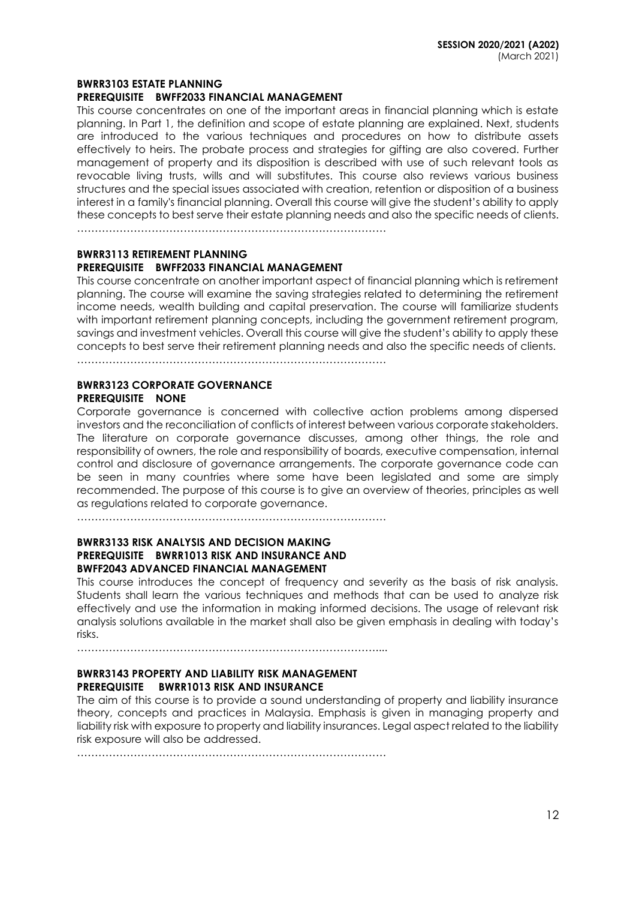**BWRR3103 ESTATE PLANNING**
**PREREQUISITE BWFF2033 FINANCIAL MANAGEMENT**

This course concentrates on one of the important areas in financial planning which is estate planning. In Part 1, the definition and scope of estate planning are explained. Next, students are introduced to the various techniques and procedures on how to distribute assets effectively to heirs. The probate process and strategies for gifting are also covered. Further management of property and its disposition is described with use of such relevant tools as revocable living trusts, wills and will substitutes. This course also reviews various business structures and the special issues associated with creation, retention or disposition of a business interest in a family's financial planning. Overall this course will give the student's ability to apply these concepts to best serve their estate planning needs and also the specific needs of clients.

……………………………………………………………………………

**BWRR3113 RETIREMENT PLANNING**
**PREREQUISITE BWFF2033 FINANCIAL MANAGEMENT**

This course concentrate on another important aspect of financial planning which is retirement planning. The course will examine the saving strategies related to determining the retirement income needs, wealth building and capital preservation. The course will familiarize students with important retirement planning concepts, including the government retirement program, savings and investment vehicles. Overall this course will give the student's ability to apply these concepts to best serve their retirement planning needs and also the specific needs of clients.

……………………………………………………………………………

**BWRR3123 CORPORATE GOVERNANCE**
**PREREQUISITE NONE**

Corporate governance is concerned with collective action problems among dispersed investors and the reconciliation of conflicts of interest between various corporate stakeholders. The literature on corporate governance discusses, among other things, the role and responsibility of owners, the role and responsibility of boards, executive compensation, internal control and disclosure of governance arrangements. The corporate governance code can be seen in many countries where some have been legislated and some are simply recommended. The purpose of this course is to give an overview of theories, principles as well as regulations related to corporate governance.

……………………………………………………………………………

**BWRR3133 RISK ANALYSIS AND DECISION MAKING**
**PREREQUISITE BWRR1013 RISK AND INSURANCE AND**
**BWFF2043 ADVANCED FINANCIAL MANAGEMENT**

This course introduces the concept of frequency and severity as the basis of risk analysis. Students shall learn the various techniques and methods that can be used to analyze risk effectively and use the information in making informed decisions. The usage of relevant risk analysis solutions available in the market shall also be given emphasis in dealing with today's risks.

……………………………………………………………………………...

**BWRR3143 PROPERTY AND LIABILITY RISK MANAGEMENT**
**PREREQUISITE BWRR1013 RISK AND INSURANCE**

The aim of this course is to provide a sound understanding of property and liability insurance theory, concepts and practices in Malaysia. Emphasis is given in managing property and liability risk with exposure to property and liability insurances. Legal aspect related to the liability risk exposure will also be addressed.

……………………………………………………………………………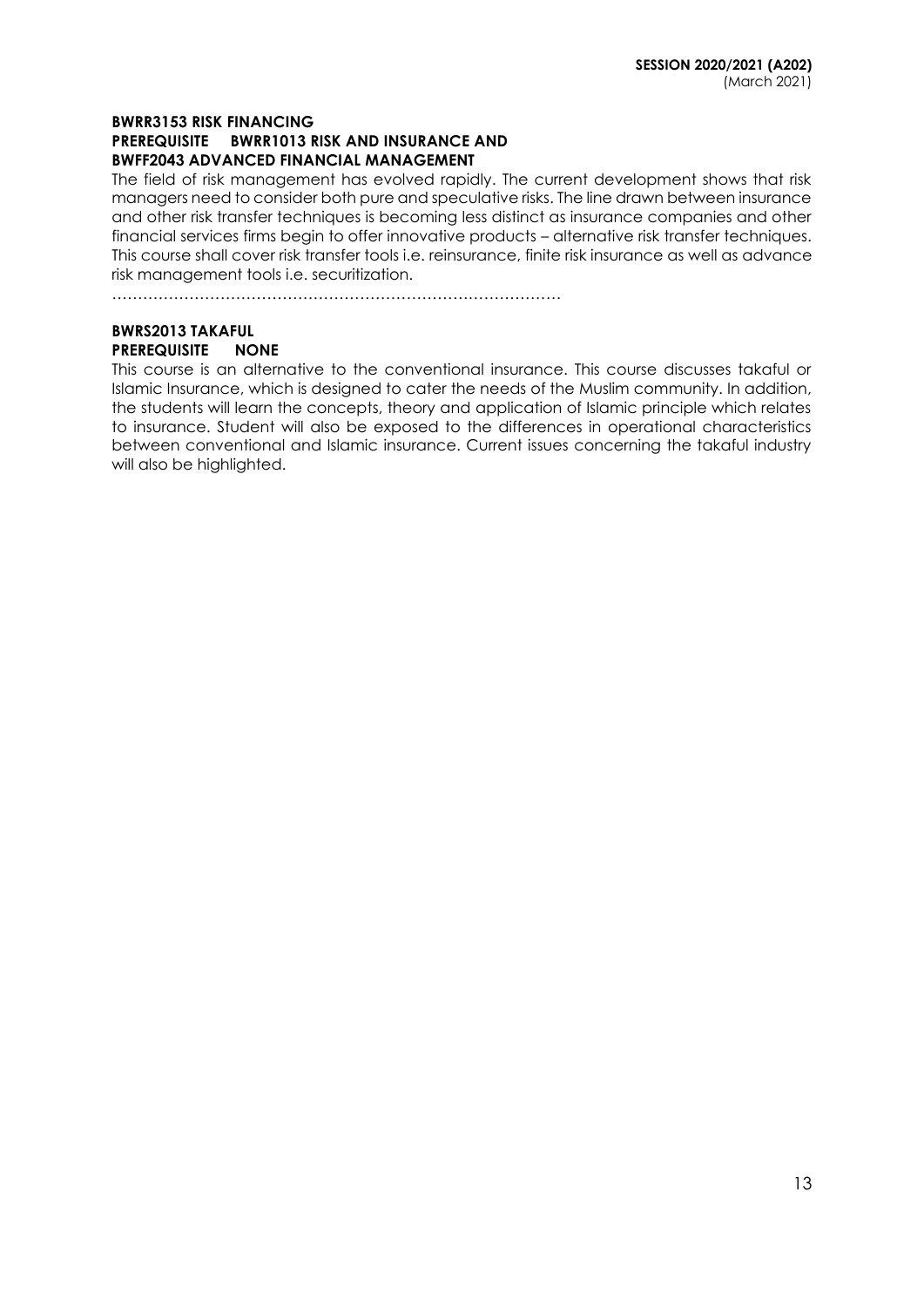**BWRR3153 RISK FINANCING**
**PREREQUISITE BWRR1013 RISK AND INSURANCE AND BWFF2043 ADVANCED FINANCIAL MANAGEMENT**

The field of risk management has evolved rapidly. The current development shows that risk managers need to consider both pure and speculative risks. The line drawn between insurance and other risk transfer techniques is becoming less distinct as insurance companies and other financial services firms begin to offer innovative products – alternative risk transfer techniques. This course shall cover risk transfer tools i.e. reinsurance, finite risk insurance as well as advance risk management tools i.e. securitization.

……………………………………………………………………………

**BWRS2013 TAKAFUL**
**PREREQUISITE NONE**

This course is an alternative to the conventional insurance. This course discusses takaful or Islamic Insurance, which is designed to cater the needs of the Muslim community. In addition, the students will learn the concepts, theory and application of Islamic principle which relates to insurance. Student will also be exposed to the differences in operational characteristics between conventional and Islamic insurance. Current issues concerning the takaful industry will also be highlighted.